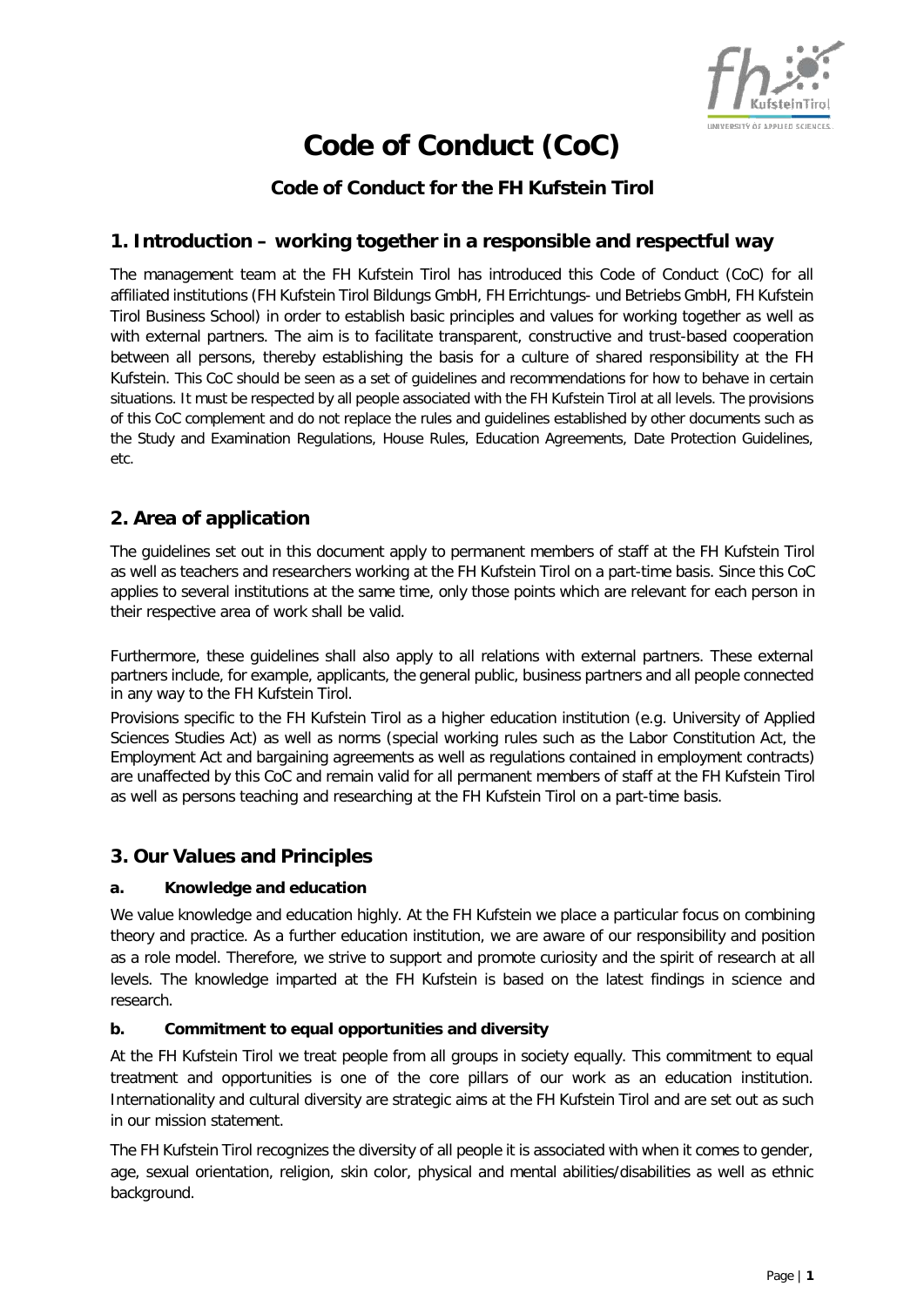# Code of Conduct (CoC)

### Code of Conduct for the FH Kufstein Tirol

## 1. Introduction – working together in a responsible and respectful way

The management team at the FH Kufstein Tirol has introduced this Code of Conduct (CoC) for all affiliated institutions (FH Kufstein Tirol Bildungs GmbH, FH Errichtungs- und Betriebs GmbH, FH Kufstein Tirol Business School) in order to establish basic principles and values for working together as well as with external partners. The aim is to facilitate transparent, constructive and trust-based cooperation between all persons, thereby establishing the basis for a culture of shared responsibility at the FH Kufstein. This CoC should be seen as a set of guidelines and recommendations for how to behave in certain situations. It must be respected by all people associated with the FH Kufstein Tirol at all levels. The provisions of this CoC complement and do not replace the rules and guidelines established by other documents such as the Study and Examination Regulations, House Rules, Education Agreements, Date Protection Guidelines, etc.

## 2. Area of application

The guidelines set out in this document apply to permanent members of staff at the FH Kufstein Tirol as well as teachers and researchers working at the FH Kufstein Tirol on a part-time basis. Since this CoC applies to several institutions at the same time, only those points which are relevant for each person in their respective area of work shall be valid.

Furthermore, these guidelines shall also apply to all relations with external partners. These external partners include, for example, applicants, the general public, business partners and all people connected in any way to the FH Kufstein Tirol.

Provisions specific to the FH Kufstein Tirol as a higher education institution (e.g. University of Applied Sciences Studies Act) as well as norms (special working rules such as the Labor Constitution Act, the Employment Act and bargaining agreements as well as regulations contained in employment contracts) are unaffected by this CoC and remain valid for all permanent members of staff at the FH Kufstein Tirol as well as persons teaching and researching at the FH Kufstein Tirol on a part-time basis.

## 3. Our Values and Principles

#### a. Knowledge and education

We value knowledge and education highly. At the FH Kufstein we place a particular focus on combining theory and practice. As a further education institution, we are aware of our responsibility and position as a role model. Therefore, we strive to support and promote curiosity and the spirit of research at all levels. The knowledge imparted at the FH Kufstein is based on the latest findings in science and research.

#### b. Commitment to equal opportunities and diversity

At the FH Kufstein Tirol we treat people from all groups in society equally. This commitment to equal treatment and opportunities is one of the core pillars of our work as an education institution. Internationality and cultural diversity are strategic aims at the FH Kufstein Tirol and are set out as such in our mission statement.

The FH Kufstein Tirol recognizes the diversity of all people it is associated with when it comes to gender, age, sexual orientation, religion, skin color, physical and mental abilities/disabilities as well as ethnic background.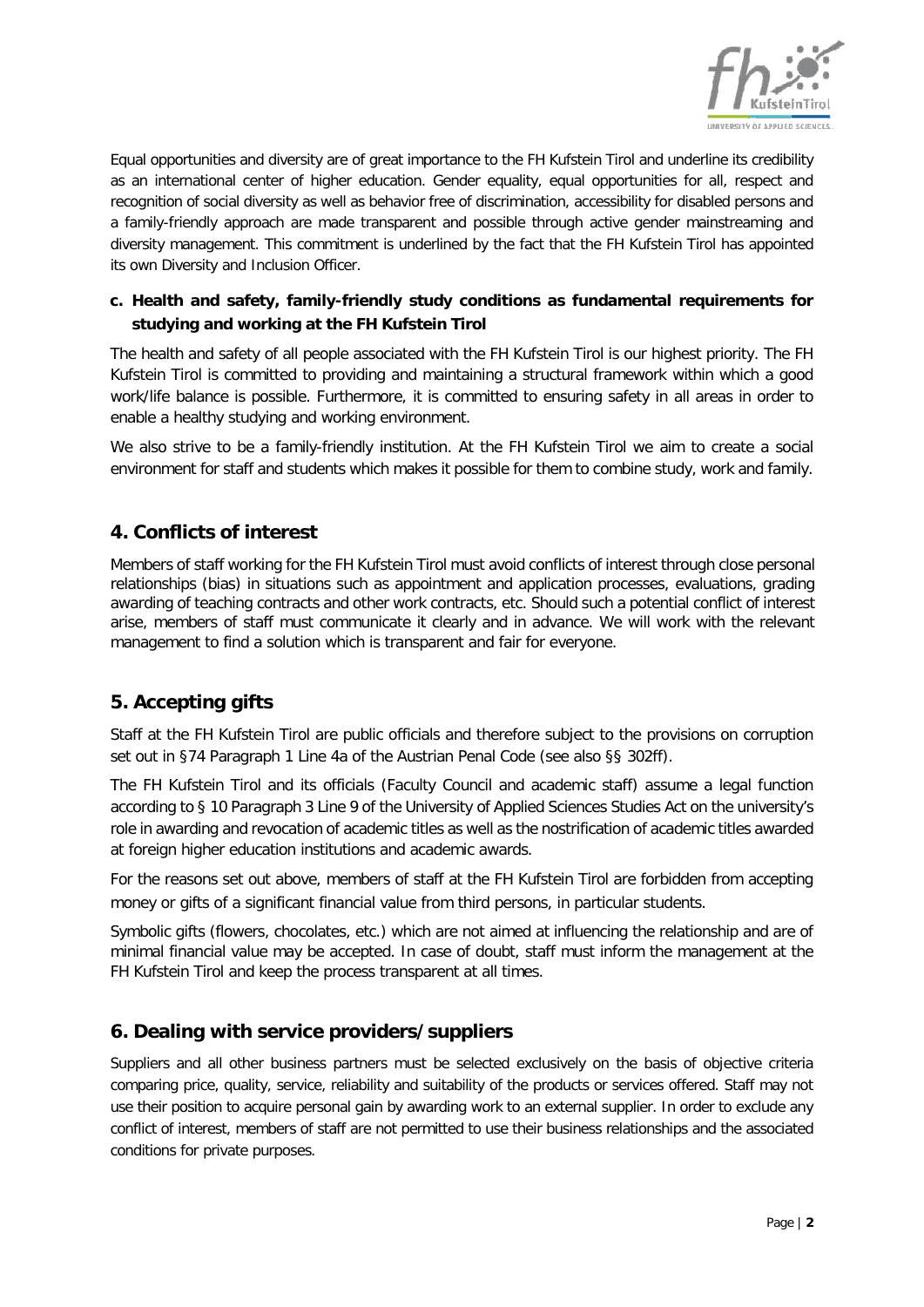Equal opportunities and diversity are of great importance to the FH Kufstein Tirol and underline its credibility as an international center of higher education. Gender equality, equal opportunities for all, respect and recognition of social diversity as well as behavior free of discrimination, accessibility for disabled persons and a family-friendly approach are made transparent and possible through active gender mainstreaming and diversity management. This commitment is underlined by the fact that the FH Kufstein Tirol has appointed its own Diversity and Inclusion Officer.

### c. Health and safety, family-friendly study conditions as fundamental requirements for studying and working at the FH Kufstein Tirol

The health and safety of all people associated with the FH Kufstein Tirol is our highest priority. The FH Kufstein Tirol is committed to providing and maintaining a structural framework within which a good work/life balance is possible. Furthermore, it is committed to ensuring safety in all areas in order to enable a healthy studying and working environment.

We also strive to be a family-friendly institution. At the FH Kufstein Tirol we aim to create a social environment for staff and students which makes it possible for them to combine study, work and family.

## 4. Conflicts of interest

Members of staff working for the FH Kufstein Tirol must avoid conflicts of interest through close personal relationships (bias) in situations such as appointment and application processes, evaluations, grading awarding of teaching contracts and other work contracts, etc. Should such a potential conflict of interest arise, members of staff must communicate it clearly and in advance. We will work with the relevant management to find a solution which is transparent and fair for everyone.

## 5. Accepting gifts

Staff at the FH Kufstein Tirol are public officials and therefore subject to the provisions on corruption set out in §74 Paragraph 1 Line 4a of the Austrian Penal Code (see also §§ 302ff).

The FH Kufstein Tirol and its officials (Faculty Council and academic staff) assume a legal function according to § 10 Paragraph 3 Line 9 of the University of Applied Sciences Studies Act on the university's role in awarding and revocation of academic titles as well as the nostrification of academic titles awarded at foreign higher education institutions and academic awards.

For the reasons set out above, members of staff at the FH Kufstein Tirol are forbidden from accepting money or gifts of a significant financial value from third persons, in particular students.

Symbolic gifts (flowers, chocolates, etc.) which are not aimed at influencing the relationship and are of minimal financial value may be accepted. In case of doubt, staff must inform the management at the FH Kufstein Tirol and keep the process transparent at all times.

## 6. Dealing with service providers/suppliers

Suppliers and all other business partners must be selected exclusively on the basis of objective criteria comparing price, quality, service, reliability and suitability of the products or services offered. Staff may not use their position to acquire personal gain by awarding work to an external supplier. In order to exclude any conflict of interest, members of staff are not permitted to use their business relationships and the associated conditions for private purposes.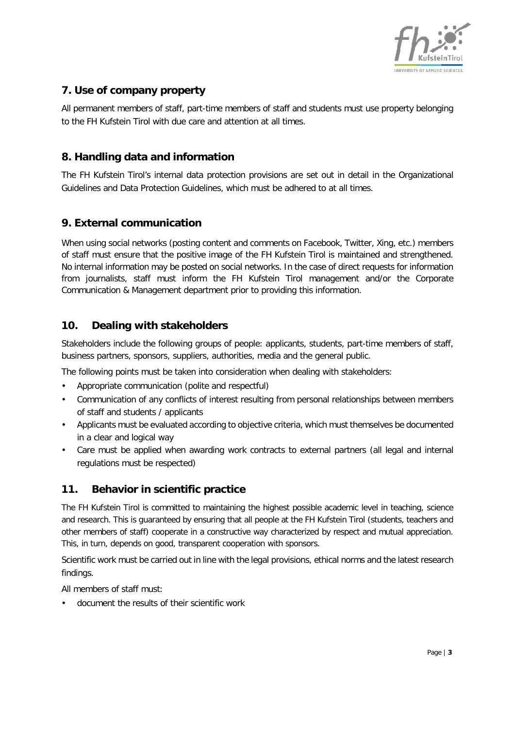## 7. Use of company property

All permanent members of staff, part-time members of staff and students must use property belonging to the FH Kufstein Tirol with due care and attention at all times.

## 8. Handling data and information

The FH Kufstein Tirol's internal data protection provisions are set out in detail in the Organizational Guidelines and Data Protection Guidelines, which must be adhered to at all times.

## 9. External communication

When using social networks (posting content and comments on Facebook, Twitter, Xing, etc.) members of staff must ensure that the positive image of the FH Kufstein Tirol is maintained and strengthened. No internal information may be posted on social networks. In the case of direct requests for information from journalists, staff must inform the FH Kufstein Tirol management and/or the Corporate Communication & Management department prior to providing this information.

## 10. Dealing with stakeholders

Stakeholders include the following groups of people: applicants, students, part-time members of staff, business partners, sponsors, suppliers, authorities, media and the general public.

The following points must be taken into consideration when dealing with stakeholders:

- Appropriate communication (polite and respectful)
- Communication of any conflicts of interest resulting from personal relationships between members of staff and students / applicants
- Applicants must be evaluated according to objective criteria, which must themselves be documented in a clear and logical way
- Care must be applied when awarding work contracts to external partners (all legal and internal regulations must be respected)

## 11. Behavior in scientific practice

The FH Kufstein Tirol is committed to maintaining the highest possible academic level in teaching, science and research. This is guaranteed by ensuring that all people at the FH Kufstein Tirol (students, teachers and other members of staff) cooperate in a constructive way characterized by respect and mutual appreciation. This, in turn, depends on good, transparent cooperation with sponsors.

Scientific work must be carried out in line with the legal provisions, ethical norms and the latest research findings.

All members of staff must:

- document the results of their scientific work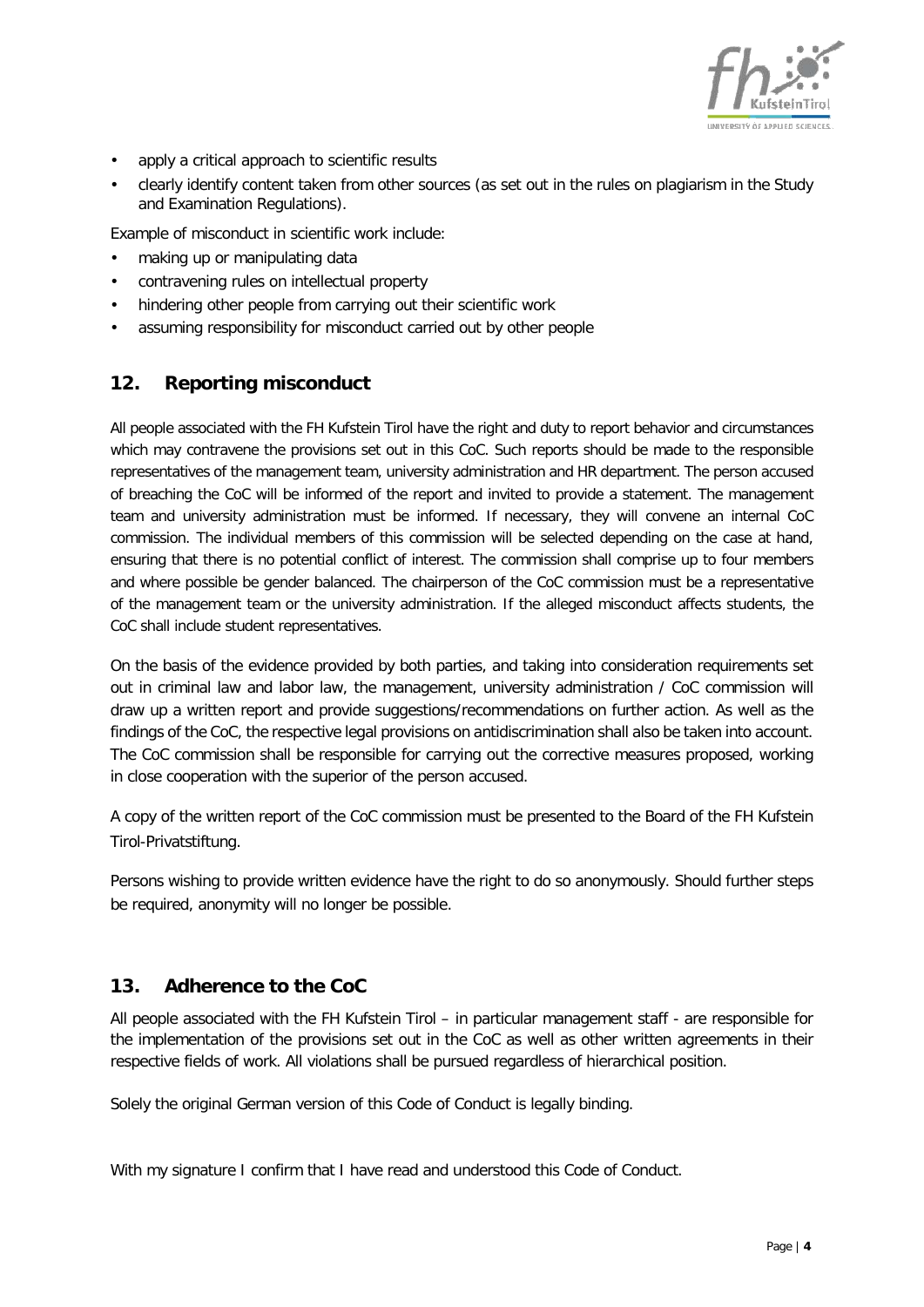- apply a critical approach to scientific results
- clearly identify content taken from other sources (as set out in the rules on plagiarism in the Study and Examination Regulations).

Example of misconduct in scientific work include:

- making up or manipulating data
- contravening rules on intellectual property
- hindering other people from carrying out their scientific work
- assuming responsibility for misconduct carried out by other people

## 12. Reporting misconduct

All people associated with the FH Kufstein Tirol have the right and duty to report behavior and circumstances which may contravene the provisions set out in this CoC. Such reports should be made to the responsible representatives of the management team, university administration and HR department. The person accused of breaching the CoC will be informed of the report and invited to provide a statement. The management team and university administration must be informed. If necessary, they will convene an internal CoC commission. The individual members of this commission will be selected depending on the case at hand, ensuring that there is no potential conflict of interest. The commission shall comprise up to four members and where possible be gender balanced. The chairperson of the CoC commission must be a representative of the management team or the university administration. If the alleged misconduct affects students, the CoC shall include student representatives.

On the basis of the evidence provided by both parties, and taking into consideration requirements set out in criminal law and labor law, the management, university administration / CoC commission will draw up a written report and provide suggestions/recommendations on further action. As well as the findings of the CoC, the respective legal provisions on antidiscrimination shall also be taken into account. The CoC commission shall be responsible for carrying out the corrective measures proposed, working in close cooperation with the superior of the person accused.

A copy of the written report of the CoC commission must be presented to the Board of the FH Kufstein Tirol-Privatstiftung.

Persons wishing to provide written evidence have the right to do so anonymously. Should further steps be required, anonymity will no longer be possible.

## 13. Adherence to the CoC

All people associated with the FH Kufstein Tirol – in particular management staff - are responsible for the implementation of the provisions set out in the CoC as well as other written agreements in their respective fields of work. All violations shall be pursued regardless of hierarchical position.

Solely the original German version of this Code of Conduct is legally binding.

With my signature I confirm that I have read and understood this Code of Conduct.